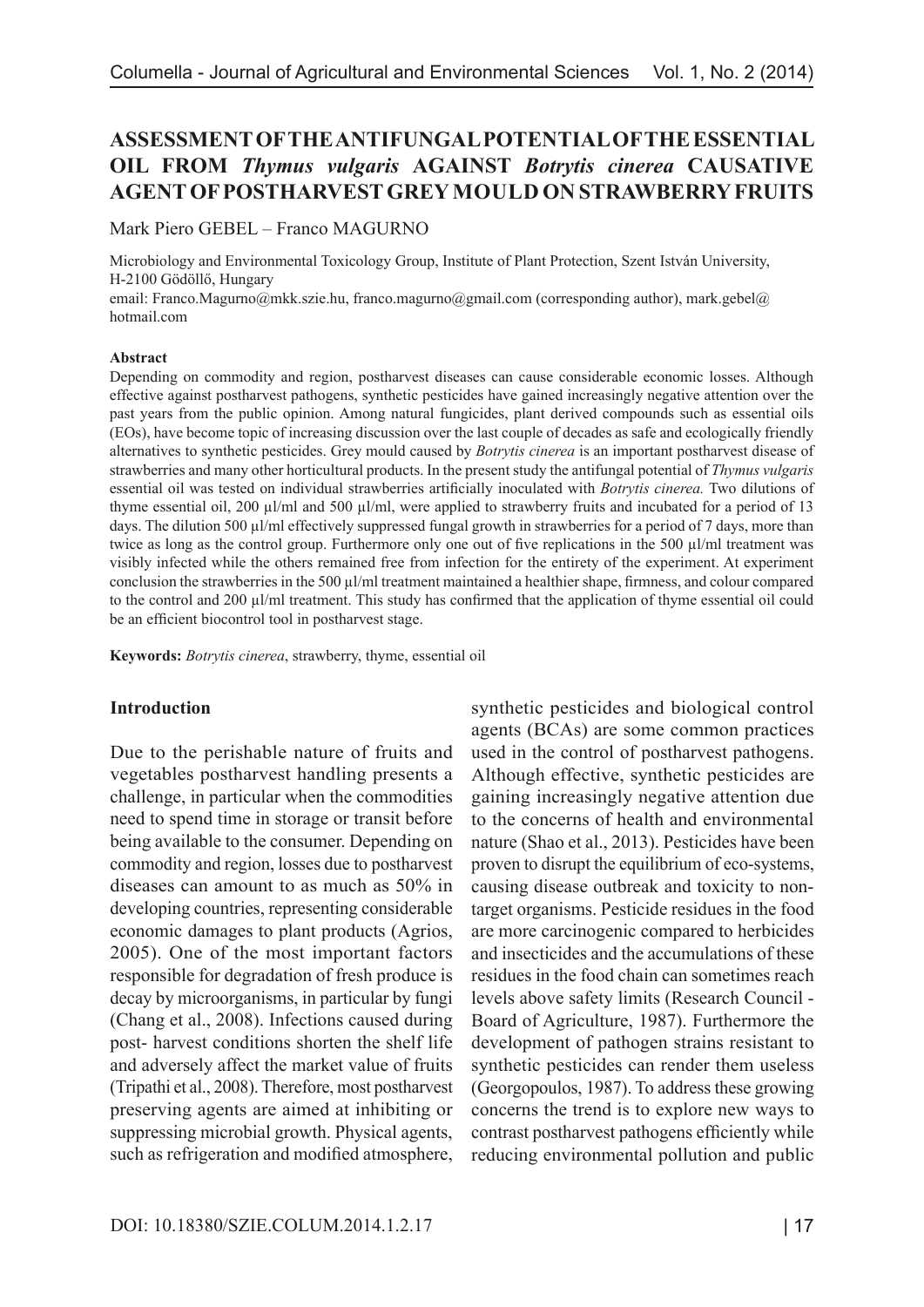# ASSESSMENT OF THE ANTIFUNGAL POTENTIAL OF THE ESSENTIAL OIL FROM *Thymus vulgaris* AGAINST *Botrytis cinerea* CAUSATIVE AGENT OF POSTHARVEST GREY MOULD ON STRAWBERRY FRUITS

Mark Piero GEBEL – Franco MAGURNO

Microbiology and Environmental Toxicology Group, Institute of Plant Protection, Szent István University, H-2100 Gödöllő, Hungary

email: Franco.Magurno@mkk.szie.hu, franco.magurno@gmail.com (corresponding author), mark.gebel@hotmail.com

**Abstract**

Depending on commodity and region, postharvest diseases can cause considerable economic losses. Although effective against postharvest pathogens, synthetic pesticides have gained increasingly negative attention over the past years from the public opinion. Among natural fungicides, plant derived compounds such as essential oils (EOs), have become topic of increasing discussion over the last couple of decades as safe and ecologically friendly alternatives to synthetic pesticides. Grey mould caused by *Botrytis cinerea* is an important postharvest disease of strawberries and many other horticultural products. In the present study the antifungal potential of *Thymus vulgaris* essential oil was tested on individual strawberries artificially inoculated with *Botrytis cinerea.* Two dilutions of thyme essential oil, 200 µl/ml and 500 µl/ml, were applied to strawberry fruits and incubated for a period of 13 days. The dilution 500 µl/ml effectively suppressed fungal growth in strawberries for a period of 7 days, more than twice as long as the control group. Furthermore only one out of five replications in the 500 µl/ml treatment was visibly infected while the others remained free from infection for the entirety of the experiment. At experiment conclusion the strawberries in the 500 µl/ml treatment maintained a healthier shape, firmness, and colour compared to the control and 200 µl/ml treatment. This study has confirmed that the application of thyme essential oil could be an efficient biocontrol tool in postharvest stage.

**Keywords:** *Botrytis cinerea*, strawberry, thyme, essential oil

## Introduction

Due to the perishable nature of fruits and vegetables postharvest handling presents a challenge, in particular when the commodities need to spend time in storage or transit before being available to the consumer. Depending on commodity and region, losses due to postharvest diseases can amount to as much as 50% in developing countries, representing considerable economic damages to plant products (Agrios, 2005). One of the most important factors responsible for degradation of fresh produce is decay by microorganisms, in particular by fungi (Chang et al., 2008). Infections caused during post- harvest conditions shorten the shelf life and adversely affect the market value of fruits (Tripathi et al., 2008). Therefore, most postharvest preserving agents are aimed at inhibiting or suppressing microbial growth. Physical agents, such as refrigeration and modified atmosphere, synthetic pesticides and biological control agents (BCAs) are some common practices used in the control of postharvest pathogens. Although effective, synthetic pesticides are gaining increasingly negative attention due to the concerns of health and environmental nature (Shao et al., 2013). Pesticides have been proven to disrupt the equilibrium of eco-systems, causing disease outbreak and toxicity to non-target organisms. Pesticide residues in the food are more carcinogenic compared to herbicides and insecticides and the accumulations of these residues in the food chain can sometimes reach levels above safety limits (Research Council - Board of Agriculture, 1987). Furthermore the development of pathogen strains resistant to synthetic pesticides can render them useless (Georgopoulos, 1987). To address these growing concerns the trend is to explore new ways to contrast postharvest pathogens efficiently while reducing environmental pollution and public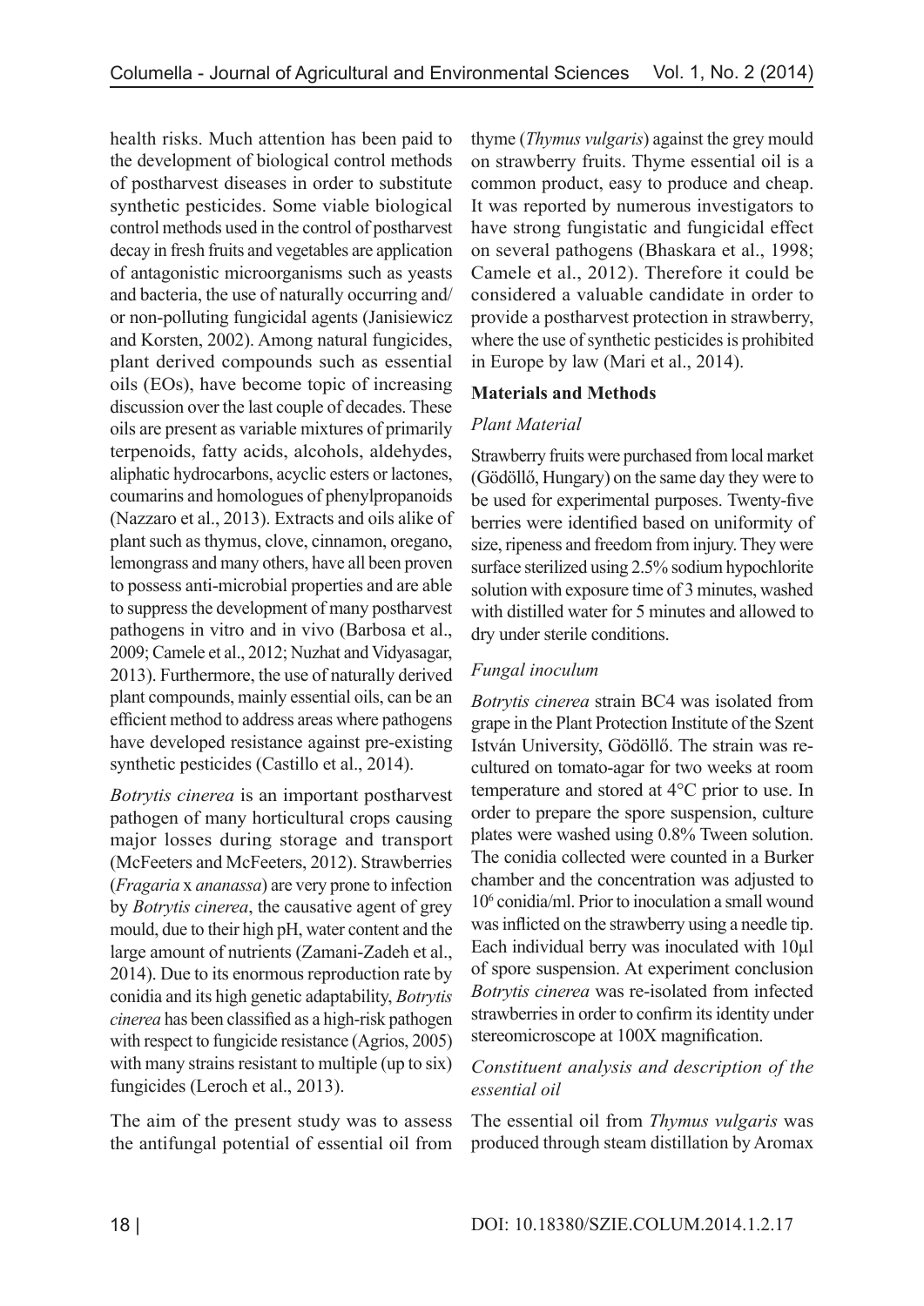health risks. Much attention has been paid to the development of biological control methods of postharvest diseases in order to substitute synthetic pesticides. Some viable biological control methods used in the control of postharvest decay in fresh fruits and vegetables are application of antagonistic microorganisms such as yeasts and bacteria, the use of naturally occurring and/or non-polluting fungicidal agents (Janisiewicz and Korsten, 2002). Among natural fungicides, plant derived compounds such as essential oils (EOs), have become topic of increasing discussion over the last couple of decades. These oils are present as variable mixtures of primarily terpenoids, fatty acids, alcohols, aldehydes, aliphatic hydrocarbons, acyclic esters or lactones, coumarins and homologues of phenylpropanoids (Nazzaro et al., 2013). Extracts and oils alike of plant such as thymus, clove, cinnamon, oregano, lemongrass and many others, have all been proven to possess anti-microbial properties and are able to suppress the development of many postharvest pathogens in vitro and in vivo (Barbosa et al., 2009; Camele et al., 2012; Nuzhat and Vidyasagar, 2013). Furthermore, the use of naturally derived plant compounds, mainly essential oils, can be an efficient method to address areas where pathogens have developed resistance against pre-existing synthetic pesticides (Castillo et al., 2014).

*Botrytis cinerea* is an important postharvest pathogen of many horticultural crops causing major losses during storage and transport (McFeeters and McFeeters, 2012). Strawberries (*Fragaria* x *ananassa*) are very prone to infection by *Botrytis cinerea*, the causative agent of grey mould, due to their high pH, water content and the large amount of nutrients (Zamani-Zadeh et al., 2014). Due to its enormous reproduction rate by conidia and its high genetic adaptability, *Botrytis cinerea* has been classified as a high-risk pathogen with respect to fungicide resistance (Agrios, 2005) with many strains resistant to multiple (up to six) fungicides (Leroch et al., 2013).

The aim of the present study was to assess the antifungal potential of essential oil from thyme (*Thymus vulgaris*) against the grey mould on strawberry fruits. Thyme essential oil is a common product, easy to produce and cheap. It was reported by numerous investigators to have strong fungistatic and fungicidal effect on several pathogens (Bhaskara et al., 1998; Camele et al., 2012). Therefore it could be considered a valuable candidate in order to provide a postharvest protection in strawberry, where the use of synthetic pesticides is prohibited in Europe by law (Mari et al., 2014).

## Materials and Methods

### *Plant Material*

Strawberry fruits were purchased from local market (Gödöllő, Hungary) on the same day they were to be used for experimental purposes. Twenty-five berries were identified based on uniformity of size, ripeness and freedom from injury. They were surface sterilized using 2.5% sodium hypochlorite solution with exposure time of 3 minutes, washed with distilled water for 5 minutes and allowed to dry under sterile conditions.

### *Fungal inoculum*

*Botrytis cinerea* strain BC4 was isolated from grape in the Plant Protection Institute of the Szent István University, Gödöllő. The strain was re-cultured on tomato-agar for two weeks at room temperature and stored at 4°C prior to use. In order to prepare the spore suspension, culture plates were washed using 0.8% Tween solution. The conidia collected were counted in a Burker chamber and the concentration was adjusted to $10^6$ conidia/ml. Prior to inoculation a small wound was inflicted on the strawberry using a needle tip. Each individual berry was inoculated with 10μl of spore suspension. At experiment conclusion *Botrytis cinerea* was re-isolated from infected strawberries in order to confirm its identity under stereomicroscope at 100X magnification.

### *Constituent analysis and description of the essential oil*

The essential oil from *Thymus vulgaris* was produced through steam distillation by Aromax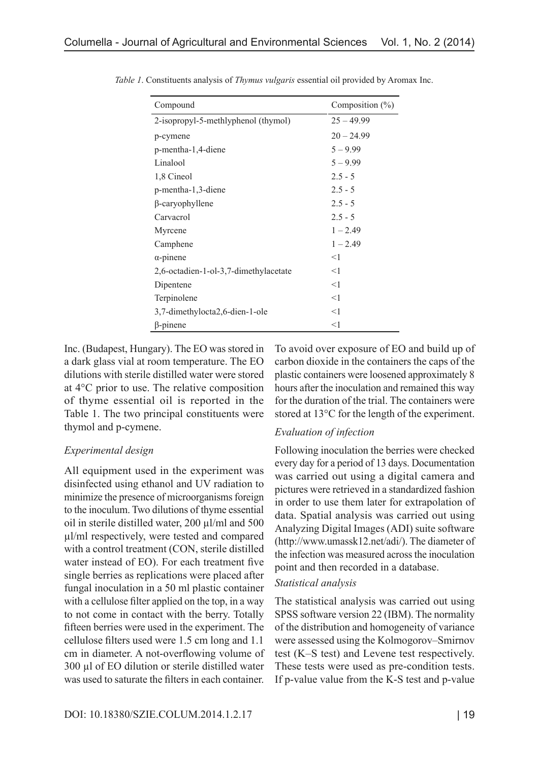*Table 1*. Constituents analysis of *Thymus vulgaris* essential oil provided by Aromax Inc.

| Compound | Composition (%) |
|---|---|
| 2-isopropyl-5-methlyphenol (thymol) | 25 – 49.99 |
| p-cymene | 20 – 24.99 |
| p-mentha-1,4-diene | 5 – 9.99 |
| Linalool | 5 – 9.99 |
| 1,8 Cineol | 2.5 - 5 |
| p-mentha-1,3-diene | 2.5 - 5 |
| β-caryophyllene | 2.5 - 5 |
| Carvacrol | 2.5 - 5 |
| Myrcene | 1 – 2.49 |
| Camphene | 1 – 2.49 |
| α-pinene | <1 |
| 2,6-octadien-1-ol-3,7-dimethylacetate | <1 |
| Dipentene | <1 |
| Terpinolene | <1 |
| 3,7-dimethylocta2,6-dien-1-ole | <1 |
| β-pinene | <1 |

Inc. (Budapest, Hungary). The EO was stored in a dark glass vial at room temperature. The EO dilutions with sterile distilled water were stored at 4°C prior to use. The relative composition of thyme essential oil is reported in the Table 1. The two principal constituents were thymol and p-cymene.

### *Experimental design*

All equipment used in the experiment was disinfected using ethanol and UV radiation to minimize the presence of microorganisms foreign to the inoculum. Two dilutions of thyme essential oil in sterile distilled water, 200 µl/ml and 500 µl/ml respectively, were tested and compared with a control treatment (CON, sterile distilled water instead of EO). For each treatment five single berries as replications were placed after fungal inoculation in a 50 ml plastic container with a cellulose filter applied on the top, in a way to not come in contact with the berry. Totally fifteen berries were used in the experiment. The cellulose filters used were 1.5 cm long and 1.1 cm in diameter. A not-overflowing volume of 300 µl of EO dilution or sterile distilled water was used to saturate the filters in each container. To avoid over exposure of EO and build up of carbon dioxide in the containers the caps of the plastic containers were loosened approximately 8 hours after the inoculation and remained this way for the duration of the trial. The containers were stored at 13°C for the length of the experiment.

### *Evaluation of infection*

Following inoculation the berries were checked every day for a period of 13 days. Documentation was carried out using a digital camera and pictures were retrieved in a standardized fashion in order to use them later for extrapolation of data. Spatial analysis was carried out using Analyzing Digital Images (ADI) suite software (http://www.umassk12.net/adi/). The diameter of the infection was measured across the inoculation point and then recorded in a database.

### *Statistical analysis*

The statistical analysis was carried out using SPSS software version 22 (IBM). The normality of the distribution and homogeneity of variance were assessed using the Kolmogorov–Smirnov test (K–S test) and Levene test respectively. These tests were used as pre-condition tests. If p-value value from the K-S test and p-value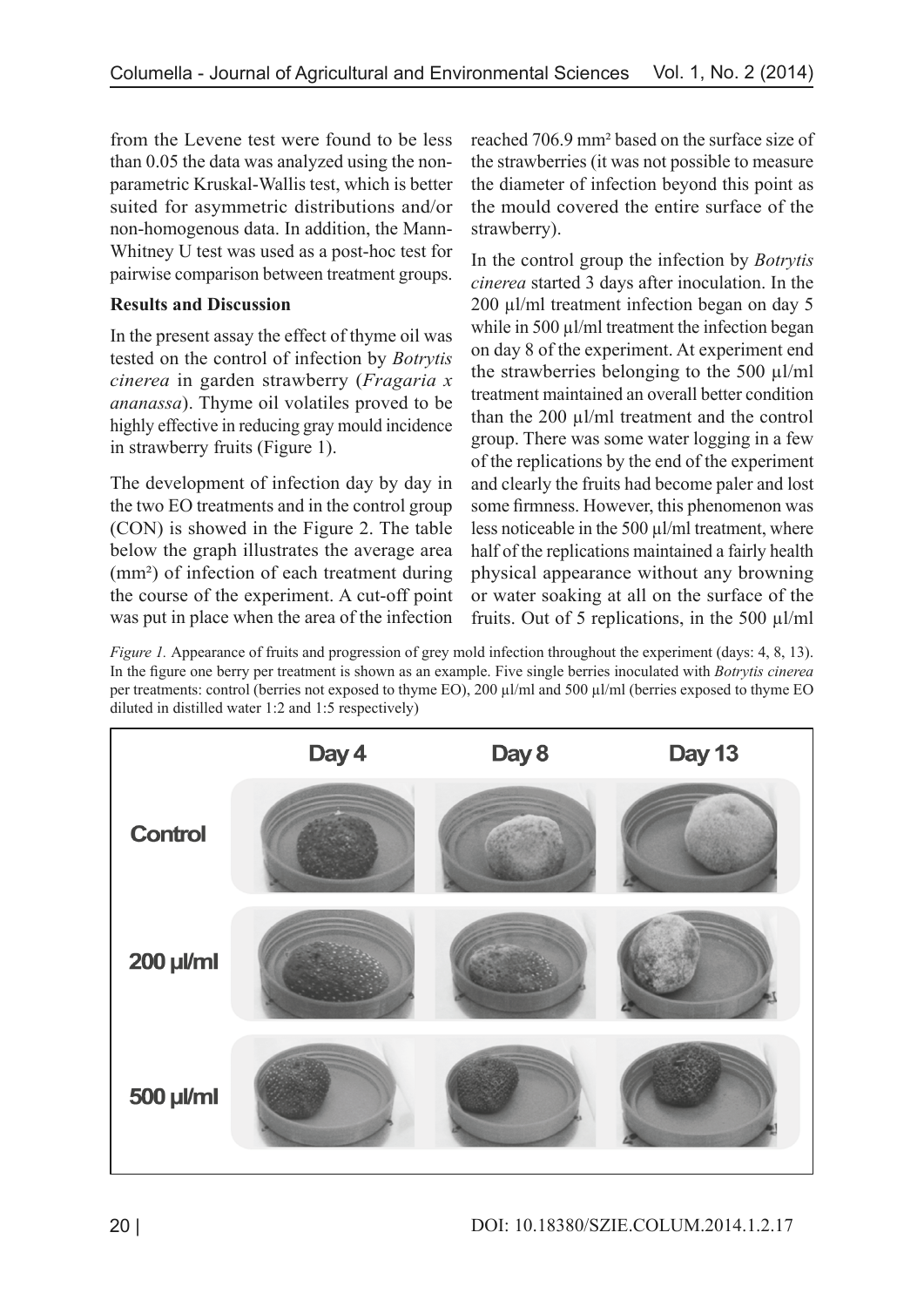from the Levene test were found to be less than 0.05 the data was analyzed using the non-parametric Kruskal-Wallis test, which is better suited for asymmetric distributions and/or non-homogenous data. In addition, the Mann-Whitney U test was used as a post-hoc test for pairwise comparison between treatment groups.

**Results and Discussion**

In the present assay the effect of thyme oil was tested on the control of infection by *Botrytis cinerea* in garden strawberry (*Fragaria x ananassa*). Thyme oil volatiles proved to be highly effective in reducing gray mould incidence in strawberry fruits (Figure 1).

The development of infection day by day in the two EO treatments and in the control group (CON) is showed in the Figure 2. The table below the graph illustrates the average area (mm²) of infection of each treatment during the course of the experiment. A cut-off point was put in place when the area of the infection reached 706.9 mm² based on the surface size of the strawberries (it was not possible to measure the diameter of infection beyond this point as the mould covered the entire surface of the strawberry).

In the control group the infection by *Botrytis cinerea* started 3 days after inoculation. In the 200 µl/ml treatment infection began on day 5 while in 500 µl/ml treatment the infection began on day 8 of the experiment. At experiment end the strawberries belonging to the 500 µl/ml treatment maintained an overall better condition than the 200 µl/ml treatment and the control group. There was some water logging in a few of the replications by the end of the experiment and clearly the fruits had become paler and lost some firmness. However, this phenomenon was less noticeable in the 500 µl/ml treatment, where half of the replications maintained a fairly health physical appearance without any browning or water soaking at all on the surface of the fruits. Out of 5 replications, in the 500 µl/ml

*Figure 1.* Appearance of fruits and progression of grey mold infection throughout the experiment (days: 4, 8, 13). In the figure one berry per treatment is shown as an example. Five single berries inoculated with *Botrytis cinerea* per treatments: control (berries not exposed to thyme EO), 200 µl/ml and 500 µl/ml (berries exposed to thyme EO diluted in distilled water 1:2 and 1:5 respectively)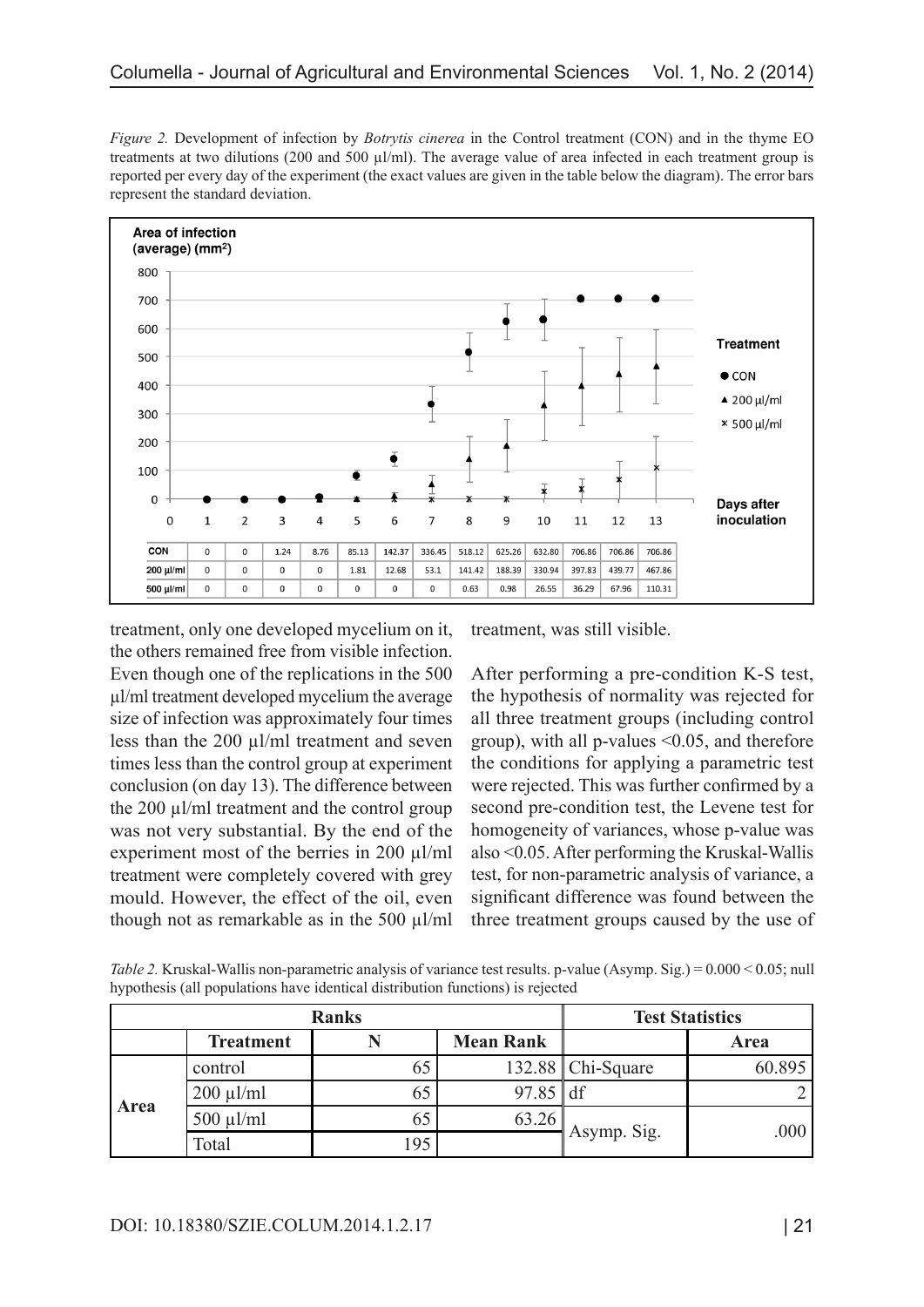*Figure 2.* Development of infection by *Botrytis cinerea* in the Control treatment (CON) and in the thyme EO treatments at two dilutions (200 and 500 µl/ml). The average value of area infected in each treatment group is reported per every day of the experiment (the exact values are given in the table below the diagram). The error bars represent the standard deviation.

| | 1 | 2 | 3 | 4 | 5 | 6 | 7 | 8 | 9 | 10 | 11 | 12 | 13 |
|---|---|---|---|---|---|---|---|---|---|---|---|---|---|
| CON | 0 | 0 | 1.24 | 8.76 | 85.13 | 142.37 | 336.45 | 518.12 | 625.26 | 632.80 | 706.86 | 706.86 | 706.86 |
| 200 µl/ml | 0 | 0 | 0 | 0 | 1.81 | 12.68 | 53.1 | 141.42 | 188.39 | 330.94 | 397.83 | 439.77 | 467.86 |
| 500 µl/ml | 0 | 0 | 0 | 0 | 0 | 0 | 0 | 0.63 | 0.98 | 26.55 | 36.29 | 67.96 | 110.31 |

treatment, only one developed mycelium on it, the others remained free from visible infection. Even though one of the replications in the 500 µl/ml treatment developed mycelium the average size of infection was approximately four times less than the 200 µl/ml treatment and seven times less than the control group at experiment conclusion (on day 13). The difference between the 200 µl/ml treatment and the control group was not very substantial. By the end of the experiment most of the berries in 200 µl/ml treatment were completely covered with grey mould. However, the effect of the oil, even though not as remarkable as in the 500 µl/ml treatment, was still visible.

After performing a pre-condition K-S test, the hypothesis of normality was rejected for all three treatment groups (including control group), with all p-values <0.05, and therefore the conditions for applying a parametric test were rejected. This was further confirmed by a second pre-condition test, the Levene test for homogeneity of variances, whose p-value was also <0.05. After performing the Kruskal-Wallis test, for non-parametric analysis of variance, a significant difference was found between the three treatment groups caused by the use of

*Table 2.* Kruskal-Wallis non-parametric analysis of variance test results. p-value (Asymp. Sig.) = 0.000 < 0.05; null hypothesis (all populations have identical distribution functions) is rejected

| Ranks | | | | Test Statistics | |
|---|---|---|---|---|---|
| | Treatment | N | Mean Rank | | Area |
| Area | control | 65 | 132.88 | Chi-Square | 60.895 |
| | 200 µl/ml | 65 | 97.85 | df | 2 |
| | 500 µl/ml | 65 | 63.26 | Asymp. Sig. | .000 |
| | Total | 195 | | | |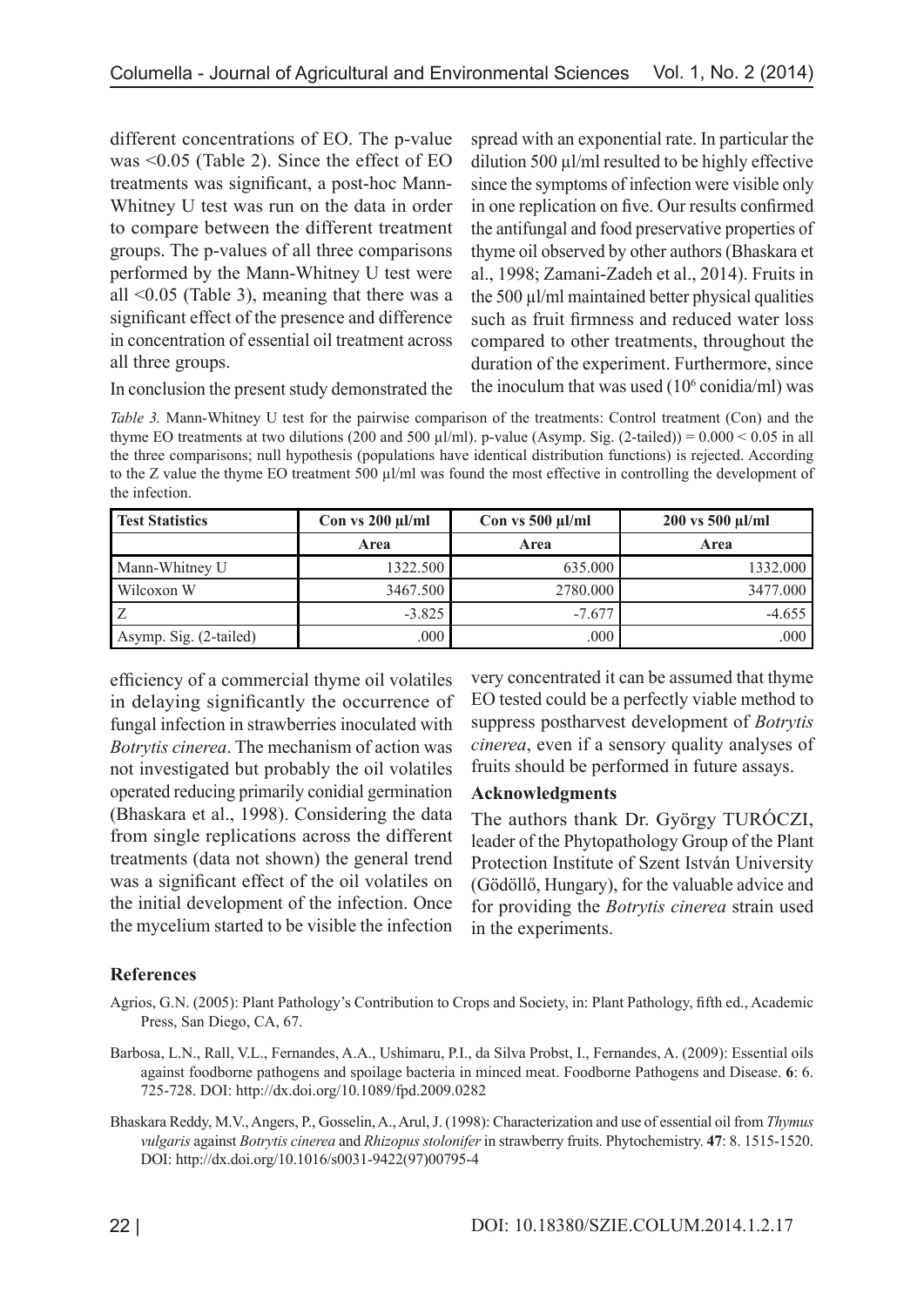different concentrations of EO. The p-value was <0.05 (Table 2). Since the effect of EO treatments was significant, a post-hoc Mann-Whitney U test was run on the data in order to compare between the different treatment groups. The p-values of all three comparisons performed by the Mann-Whitney U test were all <0.05 (Table 3), meaning that there was a significant effect of the presence and difference in concentration of essential oil treatment across all three groups.

In conclusion the present study demonstrated the efficiency of a commercial thyme oil volatiles in delaying significantly the occurrence of fungal infection in strawberries inoculated with *Botrytis cinerea*. The mechanism of action was not investigated but probably the oil volatiles operated reducing primarily conidial germination (Bhaskara et al., 1998). Considering the data from single replications across the different treatments (data not shown) the general trend was a significant effect of the oil volatiles on the initial development of the infection. Once the mycelium started to be visible the infection spread with an exponential rate. In particular the dilution 500 µl/ml resulted to be highly effective since the symptoms of infection were visible only in one replication on five. Our results confirmed the antifungal and food preservative properties of thyme oil observed by other authors (Bhaskara et al., 1998; Zamani-Zadeh et al., 2014). Fruits in the 500 µl/ml maintained better physical qualities such as fruit firmness and reduced water loss compared to other treatments, throughout the duration of the experiment. Furthermore, since the inoculum that was used ($10^6$ conidia/ml) was very concentrated it can be assumed that thyme EO tested could be a perfectly viable method to suppress postharvest development of *Botrytis cinerea*, even if a sensory quality analyses of fruits should be performed in future assays.

*Table 3.* Mann-Whitney U test for the pairwise comparison of the treatments: Control treatment (Con) and the thyme EO treatments at two dilutions (200 and 500 µl/ml). p-value (Asymp. Sig. (2-tailed)) = 0.000 < 0.05 in all the three comparisons; null hypothesis (populations have identical distribution functions) is rejected. According to the Z value the thyme EO treatment 500 µl/ml was found the most effective in controlling the development of the infection.

| **Test Statistics** | **Con vs 200 µl/ml** | **Con vs 500 µl/ml** | **200 vs 500 µl/ml** |
|---|---|---|---|
| | **Area** | **Area** | **Area** |
| Mann-Whitney U | 1322.500 | 635.000 | 1332.000 |
| Wilcoxon W | 3467.500 | 2780.000 | 3477.000 |
| Z | -3.825 | -7.677 | -4.655 |
| Asymp. Sig. (2-tailed) | .000 | .000 | .000 |

## Acknowledgments

The authors thank Dr. György TURÓCZI, leader of the Phytopathology Group of the Plant Protection Institute of Szent István University (Gödöllő, Hungary), for the valuable advice and for providing the *Botrytis cinerea* strain used in the experiments.

## References

Agrios, G.N. (2005): Plant Pathology's Contribution to Crops and Society, in: Plant Pathology, fifth ed., Academic Press, San Diego, CA, 67.

Barbosa, L.N., Rall, V.L., Fernandes, A.A., Ushimaru, P.I., da Silva Probst, I., Fernandes, A. (2009): Essential oils against foodborne pathogens and spoilage bacteria in minced meat. Foodborne Pathogens and Disease. **6**: 6. 725-728. DOI: http://dx.doi.org/10.1089/fpd.2009.0282

Bhaskara Reddy, M.V., Angers, P., Gosselin, A., Arul, J. (1998): Characterization and use of essential oil from *Thymus vulgaris* against *Botrytis cinerea* and *Rhizopus stolonifer* in strawberry fruits. Phytochemistry. **47**: 8. 1515-1520. DOI: http://dx.doi.org/10.1016/s0031-9422(97)00795-4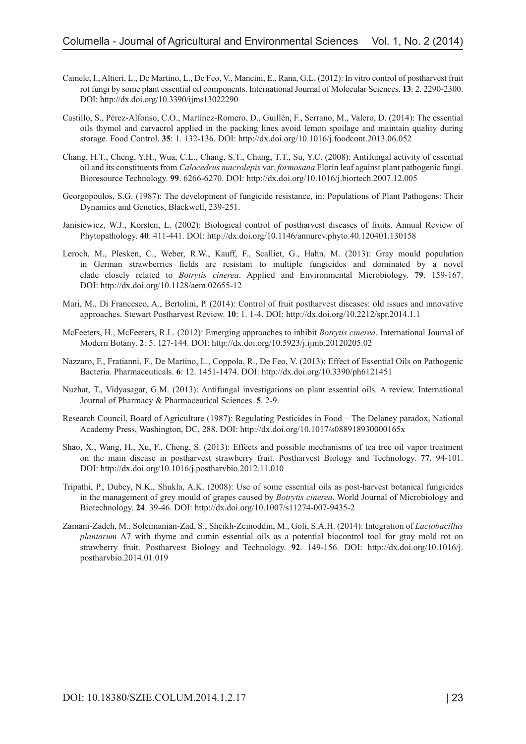Camele, I., Altieri, L., De Martino, L., De Feo, V., Mancini, E., Rana, G.L. (2012): In vitro control of postharvest fruit rot fungi by some plant essential oil components. International Journal of Molecular Sciences. **13**: 2. 2290-2300. DOI: http://dx.doi.org/10.3390/ijms13022290

Castillo, S., Pérez-Alfonso, C.O., Martínez-Romero, D., Guillén, F., Serrano, M., Valero, D. (2014): The essential oils thymol and carvacrol applied in the packing lines avoid lemon spoilage and maintain quality during storage. Food Control. **35**: 1. 132-136. DOI: http://dx.doi.org/10.1016/j.foodcont.2013.06.052

Chang, H.T., Cheng, Y.H., Wua, C.L., Chang, S.T., Chang, T.T., Su, Y.C. (2008): Antifungal activity of essential oil and its constituents from *Calocedrus macrolepis* var. *formosana* Florin leaf against plant pathogenic fungi. Bioresource Technology. **99**. 6266-6270. DOI: http://dx.doi.org/10.1016/j.biortech.2007.12.005

Georgopoulos, S.G. (1987): The development of fungicide resistance, in: Populations of Plant Pathogens: Their Dynamics and Genetics, Blackwell, 239-251.

Janisiewicz, W.J., Korsten, L. (2002): Biological control of postharvest diseases of fruits. Annual Review of Phytopathology. **40**. 411-441. DOI: http://dx.doi.org/10.1146/annurev.phyto.40.120401.130158

Leroch, M., Plesken, C., Weber, R.W., Kauff, F., Scalliet, G., Hahn, M. (2013): Gray mould population in German strawberries fields are resistant to multiple fungicides and dominated by a novel clade closely related to *Botrytis cinerea*. Applied and Environmental Microbiology. **79**. 159-167. DOI: http://dx.doi.org/10.1128/aem.02655-12

Mari, M., Di Francesco, A., Bertolini, P. (2014): Control of fruit postharvest diseases: old issues and innovative approaches. Stewart Postharvest Review. **10**: 1. 1-4. DOI: http://dx.doi.org/10.2212/spr.2014.1.1

McFeeters, H., McFeeters, R.L. (2012): Emerging approaches to inhibit *Botrytis cinerea*. International Journal of Modern Botany. **2**: 5. 127-144. DOI: http://dx.doi.org/10.5923/j.ijmb.20120205.02

Nazzaro, F., Fratianni, F., De Martino, L., Coppola, R., De Feo, V. (2013): Effect of Essential Oils on Pathogenic Bacteria. Pharmaceuticals. **6**: 12. 1451-1474. DOI: http://dx.doi.org/10.3390/ph6121451

Nuzhat, T., Vidyasagar, G.M. (2013): Antifungal investigations on plant essential oils. A review. International Journal of Pharmacy & Pharmaceutical Sciences. **5**. 2-9.

Research Council, Board of Agriculture (1987): Regulating Pesticides in Food – The Delaney paradox, National Academy Press, Washington, DC, 288. DOI: http://dx.doi.org/10.1017/s088918930000165x

Shao, X., Wang, H., Xu, F., Cheng, S. (2013): Effects and possible mechanisms of tea tree oil vapor treatment on the main disease in postharvest strawberry fruit. Postharvest Biology and Technology. **77**. 94-101. DOI: http://dx.doi.org/10.1016/j.postharvbio.2012.11.010

Tripathi, P., Dubey, N.K., Shukla, A.K. (2008): Use of some essential oils as post-harvest botanical fungicides in the management of grey mould of grapes caused by *Botrytis cinerea*. World Journal of Microbiology and Biotechnology. **24**. 39-46. DOI: http://dx.doi.org/10.1007/s11274-007-9435-2

Zamani-Zadeh, M., Soleimanian-Zad, S., Sheikh-Zeinoddin, M., Goli, S.A.H. (2014): Integration of *Lactobacillus plantarum* A7 with thyme and cumin essential oils as a potential biocontrol tool for gray mold rot on strawberry fruit. Postharvest Biology and Technology. **92**. 149-156. DOI: http://dx.doi.org/10.1016/j.postharvbio.2014.01.019